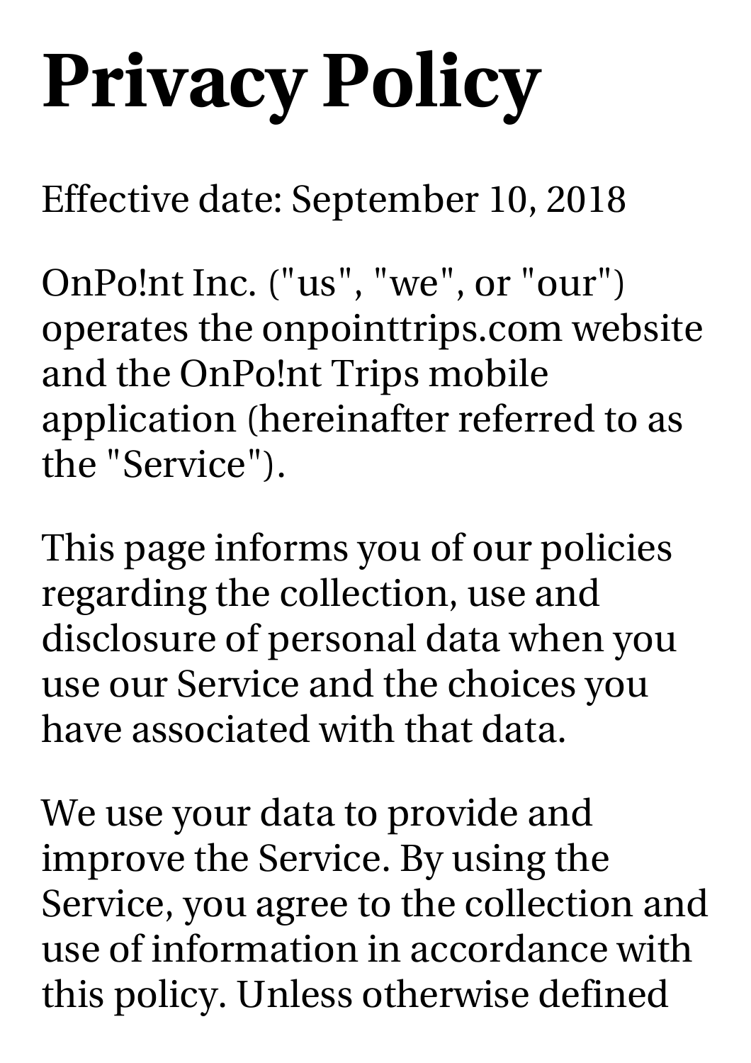# Privacy Policy

Effective date: September 10, 2018

OnPo!nt Inc. ("us", "we", or "our") operates the onpointtrips.com website and the OnPo!nt Trips mobile application (hereinafter referred to as the "Service").

This page informs you of our policies regarding the collection, use and disclosure of personal data when you use our Service and the choices you have associated with that data.

We use your data to provide and improve the Service. By using the Service, you agree to the collection and use of information in accordance with this policy. Unless otherwise defined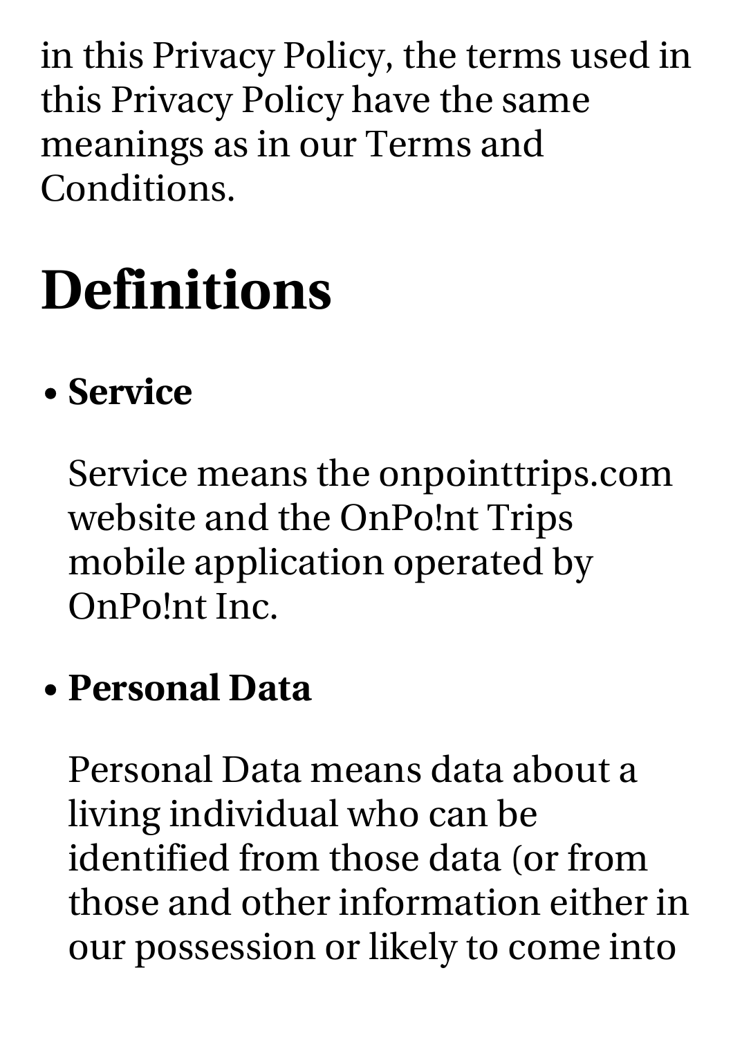in this Privacy Policy, the terms used in this Privacy Policy have the same meanings as in our Terms and Conditions.

# Definitions

- **Service**

  Service means the onpointtrips.com website and the OnPo!nt Trips mobile application operated by OnPo!nt Inc.

- **Personal Data**

  Personal Data means data about a living individual who can be identified from those data (or from those and other information either in our possession or likely to come into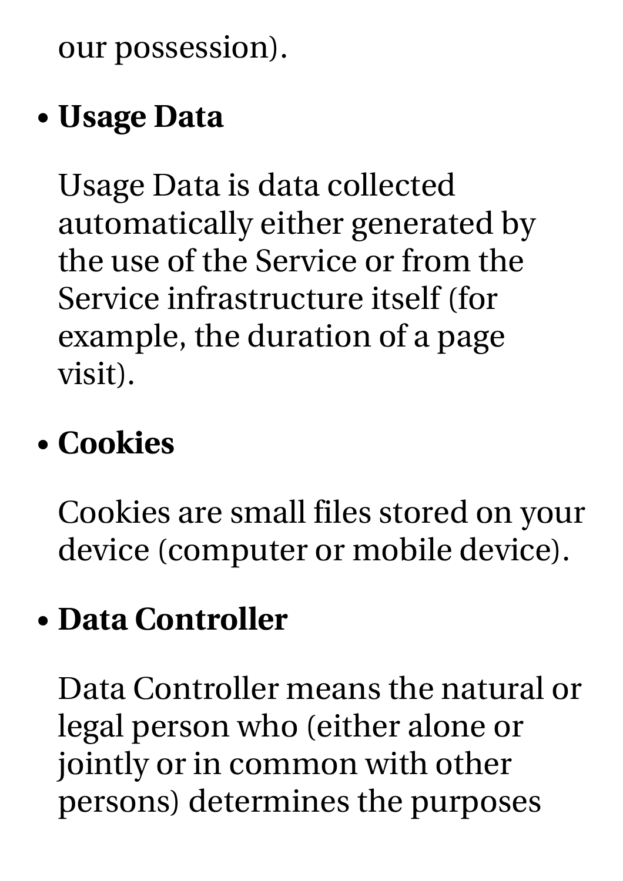our possession).

- **Usage Data**

  Usage Data is data collected automatically either generated by the use of the Service or from the Service infrastructure itself (for example, the duration of a page visit).

- **Cookies**

  Cookies are small files stored on your device (computer or mobile device).

- **Data Controller**

  Data Controller means the natural or legal person who (either alone or jointly or in common with other persons) determines the purposes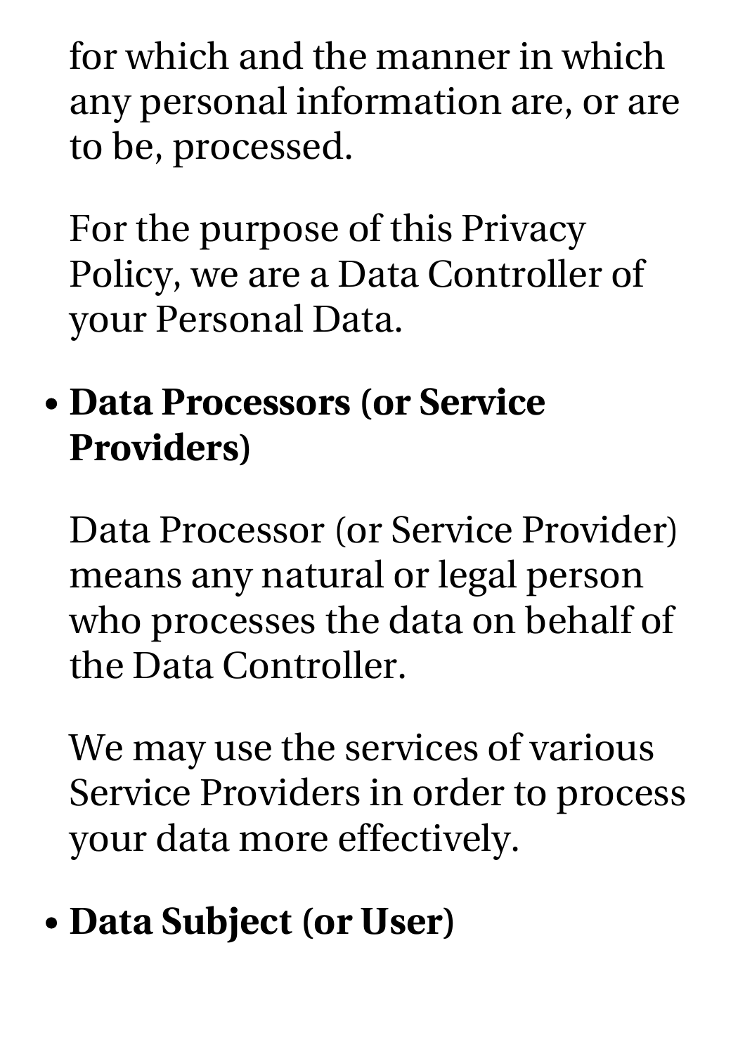for which and the manner in which any personal information are, or are to be, processed.

  For the purpose of this Privacy Policy, we are a Data Controller of your Personal Data.

- **Data Processors (or Service Providers)**

  Data Processor (or Service Provider) means any natural or legal person who processes the data on behalf of the Data Controller.

  We may use the services of various Service Providers in order to process your data more effectively.

- **Data Subject (or User)**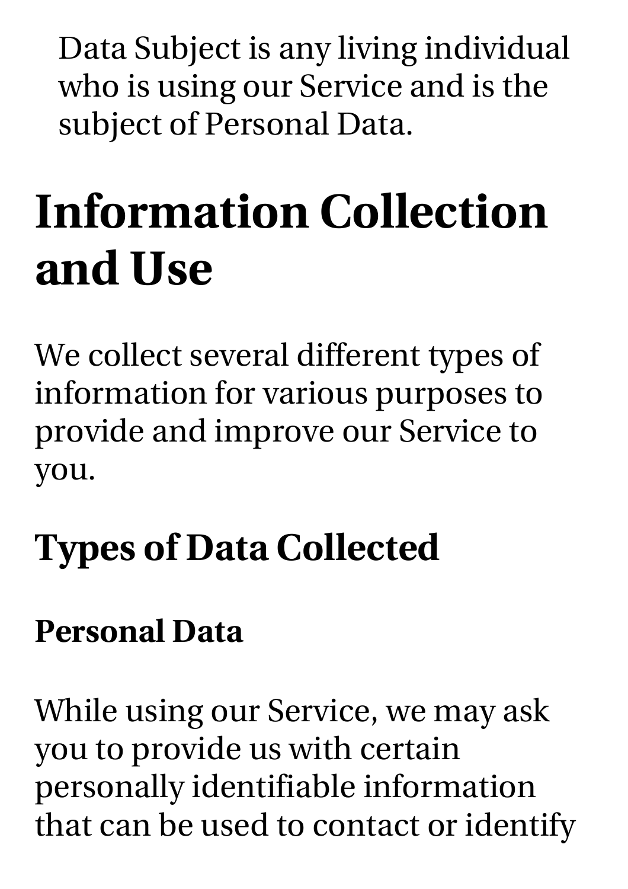Data Subject is any living individual who is using our Service and is the subject of Personal Data.

# Information Collection and Use

We collect several different types of information for various purposes to provide and improve our Service to you.

## Types of Data Collected

### Personal Data

While using our Service, we may ask you to provide us with certain personally identifiable information that can be used to contact or identify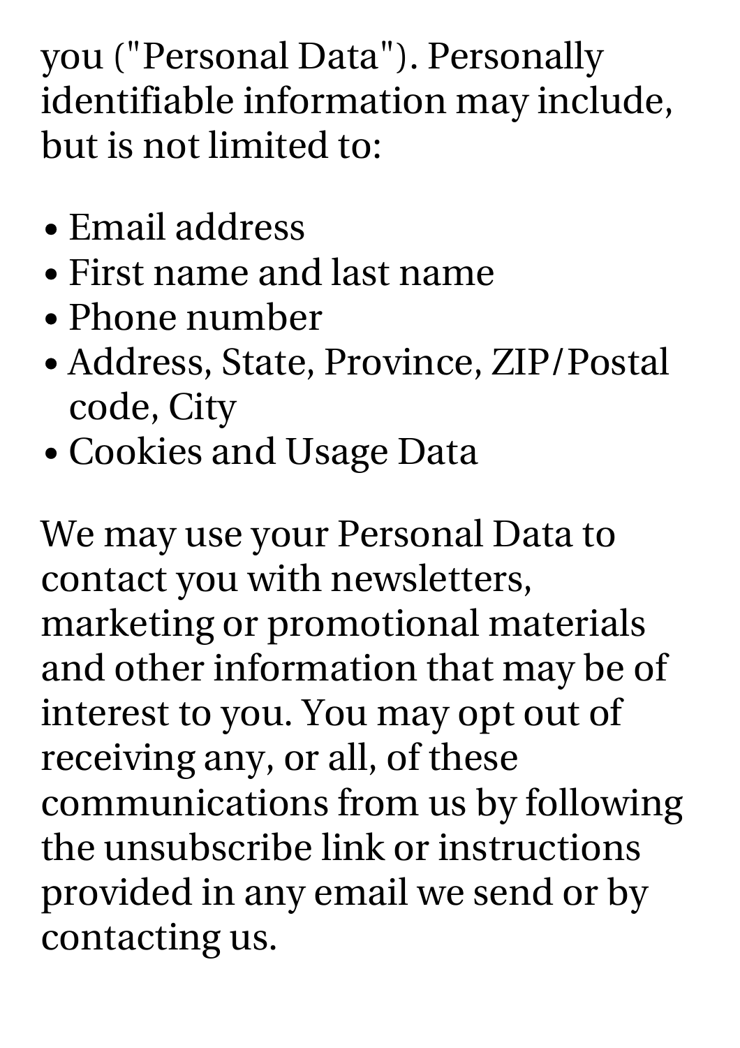you ("Personal Data"). Personally identifiable information may include, but is not limited to:

- Email address
- First name and last name
- Phone number
- Address, State, Province, ZIP/Postal code, City
- Cookies and Usage Data

We may use your Personal Data to contact you with newsletters, marketing or promotional materials and other information that may be of interest to you. You may opt out of receiving any, or all, of these communications from us by following the unsubscribe link or instructions provided in any email we send or by contacting us.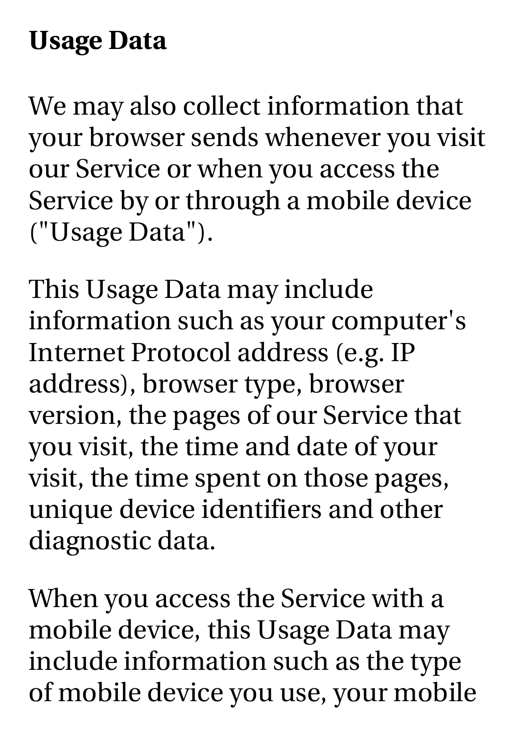**Usage Data**

We may also collect information that your browser sends whenever you visit our Service or when you access the Service by or through a mobile device ("Usage Data").

This Usage Data may include information such as your computer's Internet Protocol address (e.g. IP address), browser type, browser version, the pages of our Service that you visit, the time and date of your visit, the time spent on those pages, unique device identifiers and other diagnostic data.

When you access the Service with a mobile device, this Usage Data may include information such as the type of mobile device you use, your mobile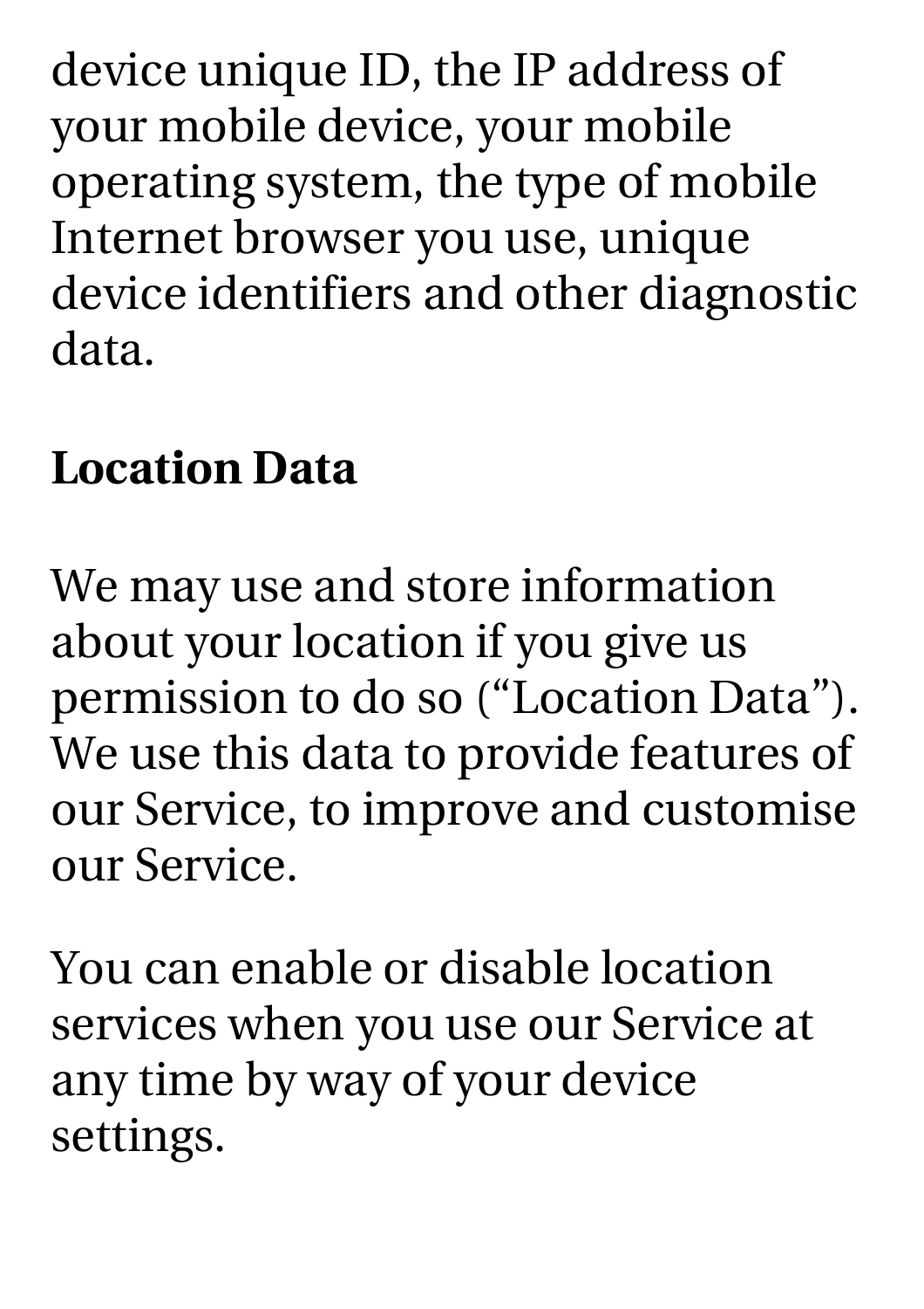device unique ID, the IP address of your mobile device, your mobile operating system, the type of mobile Internet browser you use, unique device identifiers and other diagnostic data.

**Location Data**

We may use and store information about your location if you give us permission to do so (“Location Data”). We use this data to provide features of our Service, to improve and customise our Service.

You can enable or disable location services when you use our Service at any time by way of your device settings.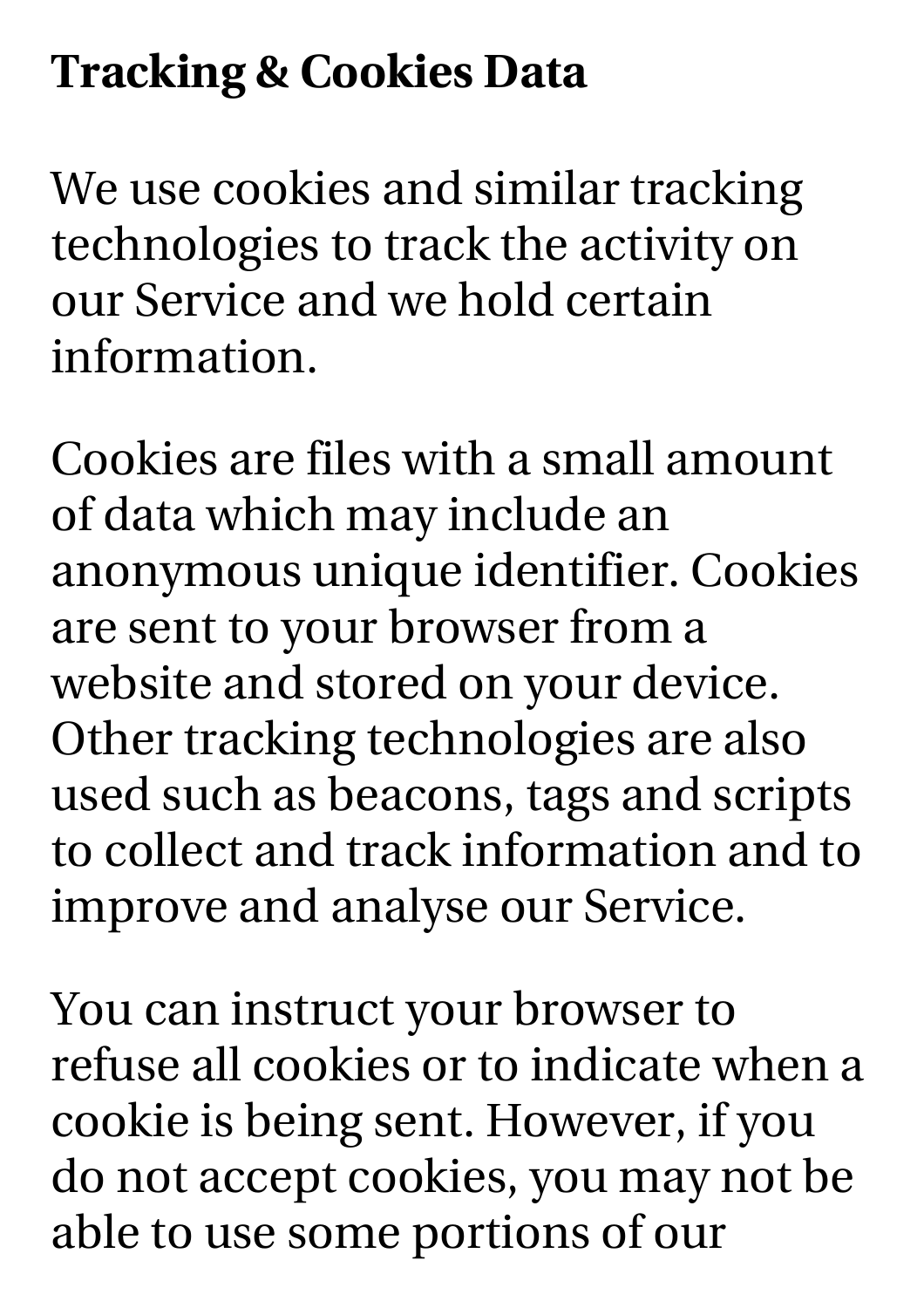## Tracking & Cookies Data

We use cookies and similar tracking technologies to track the activity on our Service and we hold certain information.

Cookies are files with a small amount of data which may include an anonymous unique identifier. Cookies are sent to your browser from a website and stored on your device. Other tracking technologies are also used such as beacons, tags and scripts to collect and track information and to improve and analyse our Service.

You can instruct your browser to refuse all cookies or to indicate when a cookie is being sent. However, if you do not accept cookies, you may not be able to use some portions of our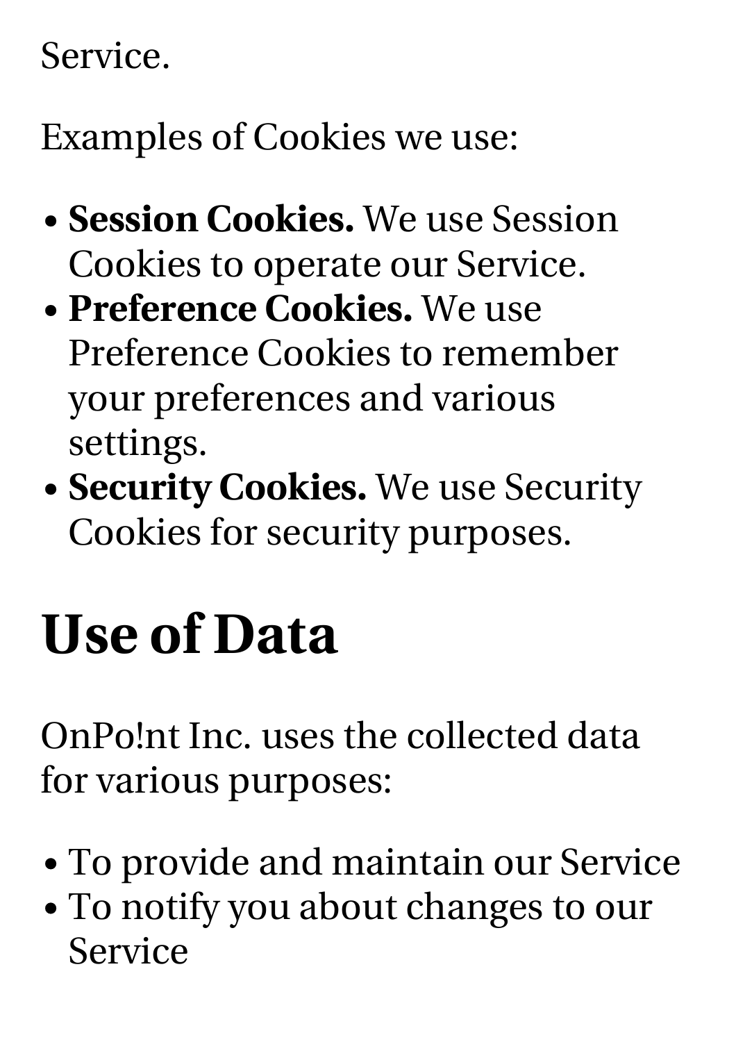Service.

Examples of Cookies we use:

- **Session Cookies.** We use Session Cookies to operate our Service.
- **Preference Cookies.** We use Preference Cookies to remember your preferences and various settings.
- **Security Cookies.** We use Security Cookies for security purposes.

# Use of Data

OnPo!nt Inc. uses the collected data for various purposes:

- To provide and maintain our Service
- To notify you about changes to our Service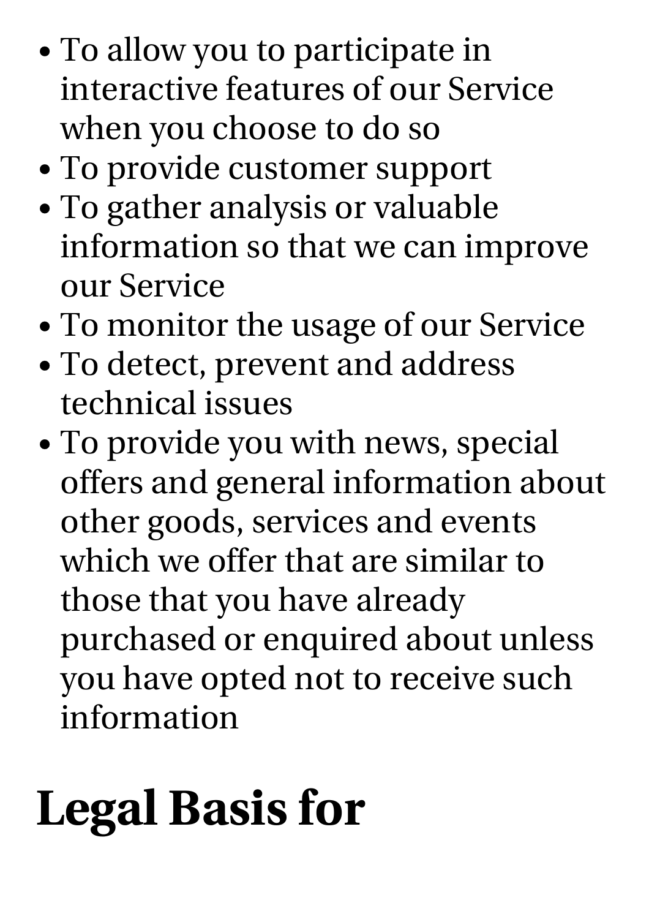- To allow you to participate in interactive features of our Service when you choose to do so
- To provide customer support
- To gather analysis or valuable information so that we can improve our Service
- To monitor the usage of our Service
- To detect, prevent and address technical issues
- To provide you with news, special offers and general information about other goods, services and events which we offer that are similar to those that you have already purchased or enquired about unless you have opted not to receive such information

## Legal Basis for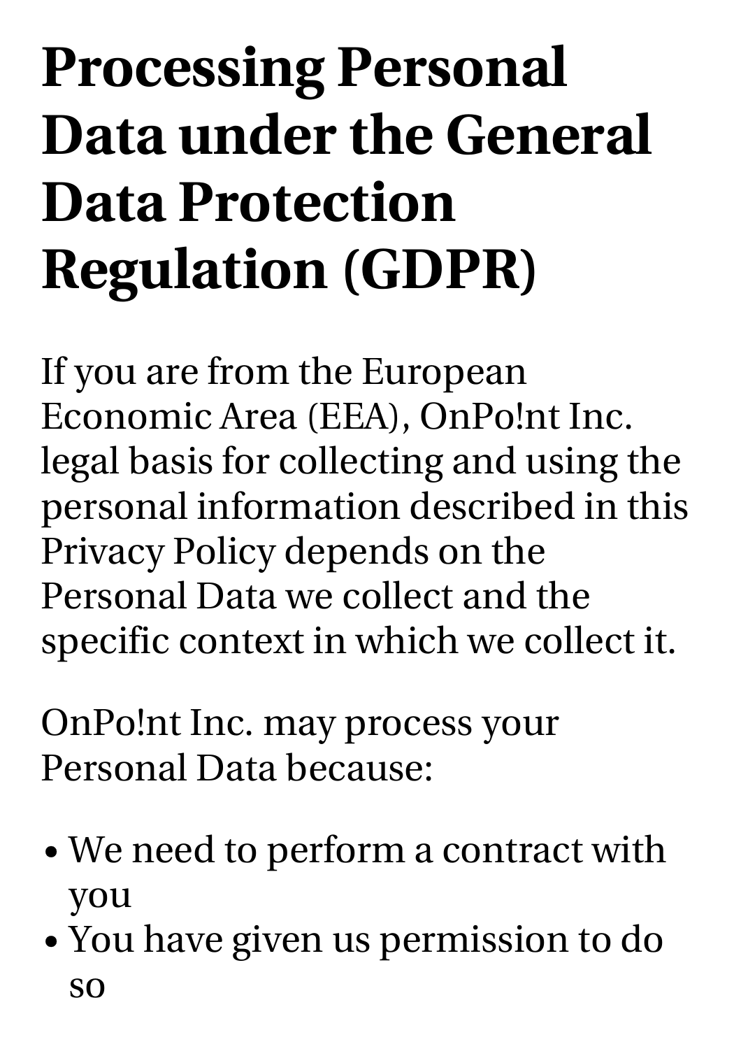# Processing Personal Data under the General Data Protection Regulation (GDPR)

If you are from the European Economic Area (EEA), OnPo!nt Inc. legal basis for collecting and using the personal information described in this Privacy Policy depends on the Personal Data we collect and the specific context in which we collect it.

OnPo!nt Inc. may process your Personal Data because:

- We need to perform a contract with you
- You have given us permission to do so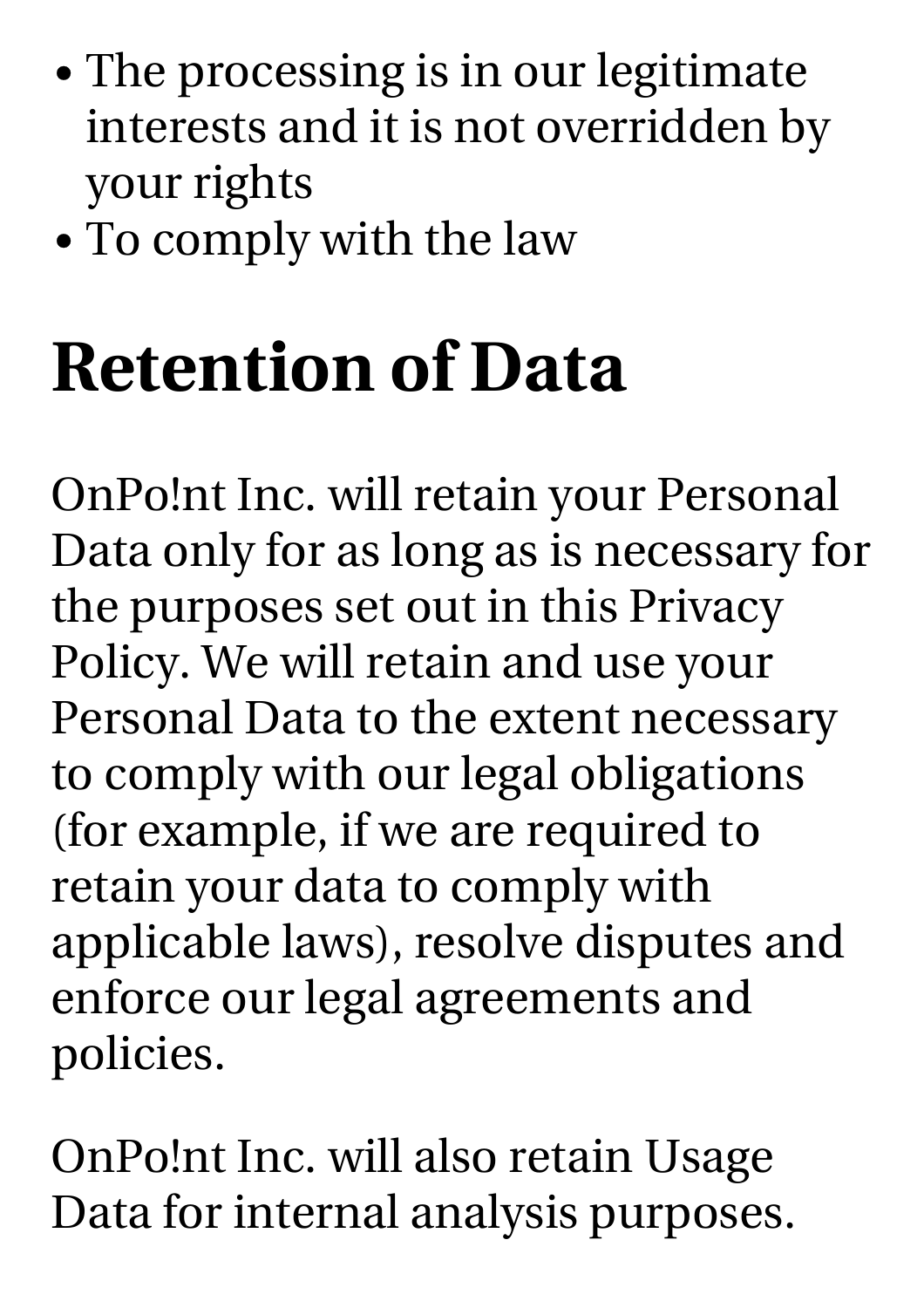- The processing is in our legitimate interests and it is not overridden by your rights
- To comply with the law

# Retention of Data

OnPo!nt Inc. will retain your Personal Data only for as long as is necessary for the purposes set out in this Privacy Policy. We will retain and use your Personal Data to the extent necessary to comply with our legal obligations (for example, if we are required to retain your data to comply with applicable laws), resolve disputes and enforce our legal agreements and policies.

OnPo!nt Inc. will also retain Usage Data for internal analysis purposes.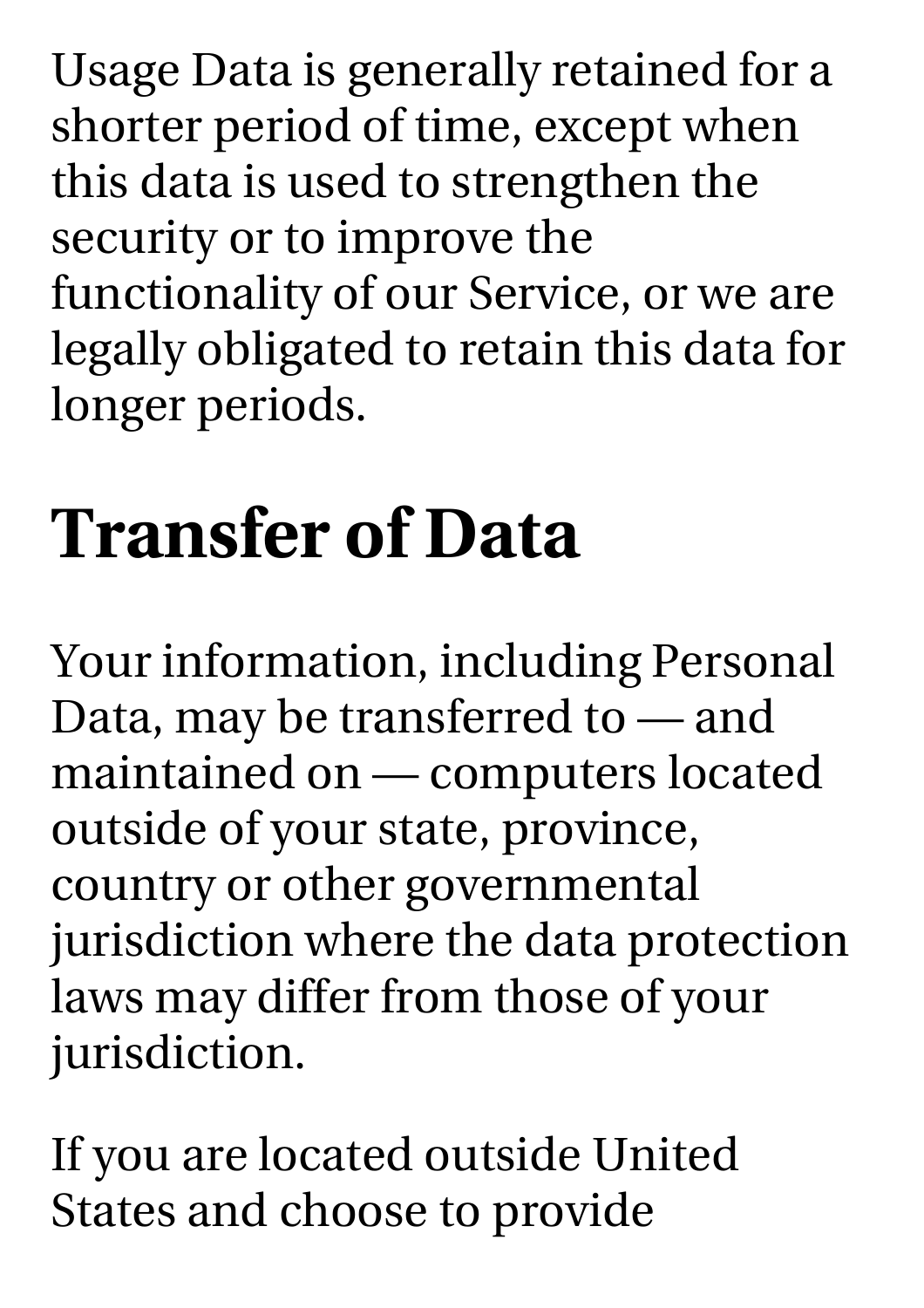Usage Data is generally retained for a shorter period of time, except when this data is used to strengthen the security or to improve the functionality of our Service, or we are legally obligated to retain this data for longer periods.

# Transfer of Data

Your information, including Personal Data, may be transferred to — and maintained on — computers located outside of your state, province, country or other governmental jurisdiction where the data protection laws may differ from those of your jurisdiction.

If you are located outside United States and choose to provide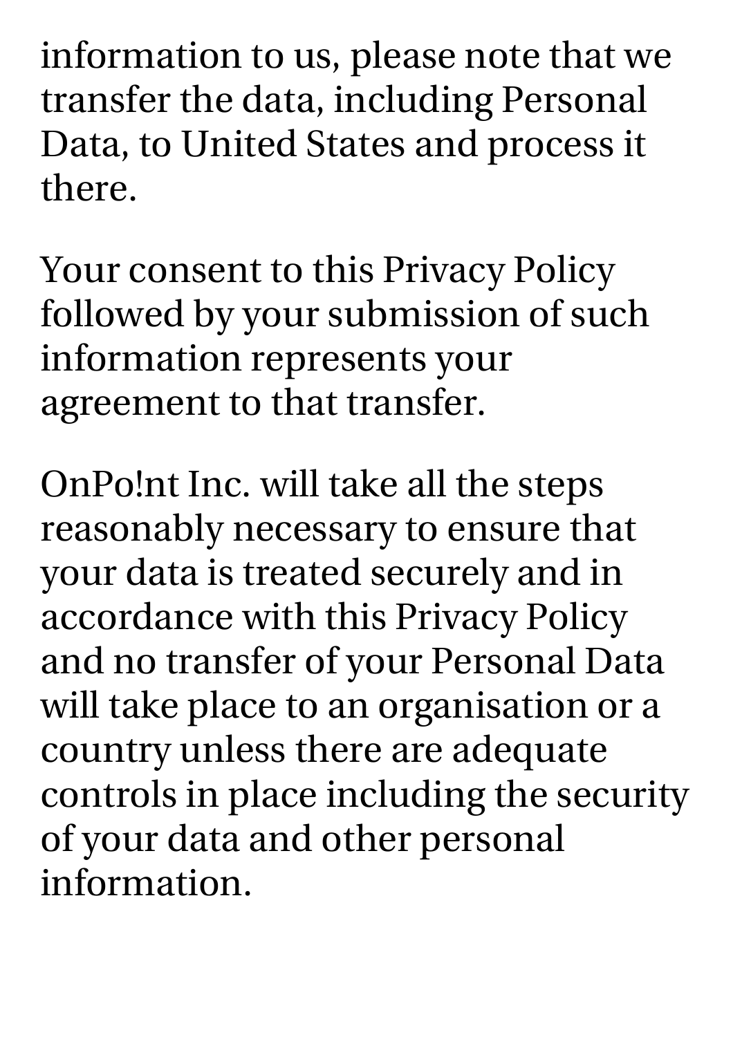information to us, please note that we transfer the data, including Personal Data, to United States and process it there.

Your consent to this Privacy Policy followed by your submission of such information represents your agreement to that transfer.

OnPo!nt Inc. will take all the steps reasonably necessary to ensure that your data is treated securely and in accordance with this Privacy Policy and no transfer of your Personal Data will take place to an organisation or a country unless there are adequate controls in place including the security of your data and other personal information.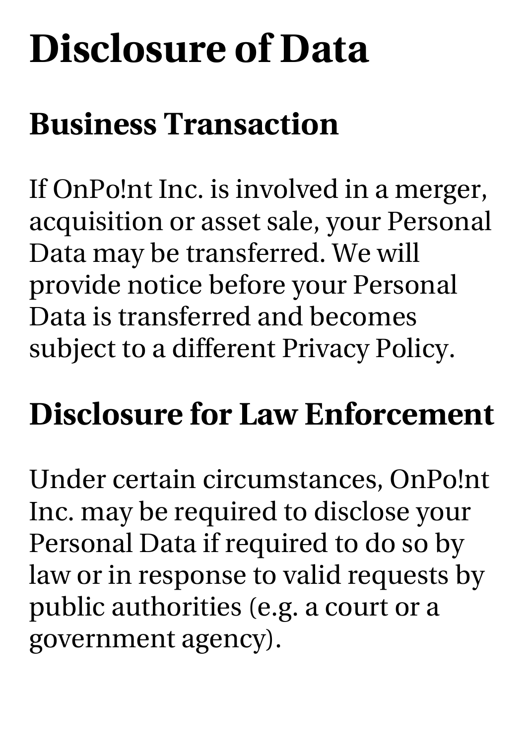# Disclosure of Data

## Business Transaction

If OnPo!nt Inc. is involved in a merger, acquisition or asset sale, your Personal Data may be transferred. We will provide notice before your Personal Data is transferred and becomes subject to a different Privacy Policy.

## Disclosure for Law Enforcement

Under certain circumstances, OnPo!nt Inc. may be required to disclose your Personal Data if required to do so by law or in response to valid requests by public authorities (e.g. a court or a government agency).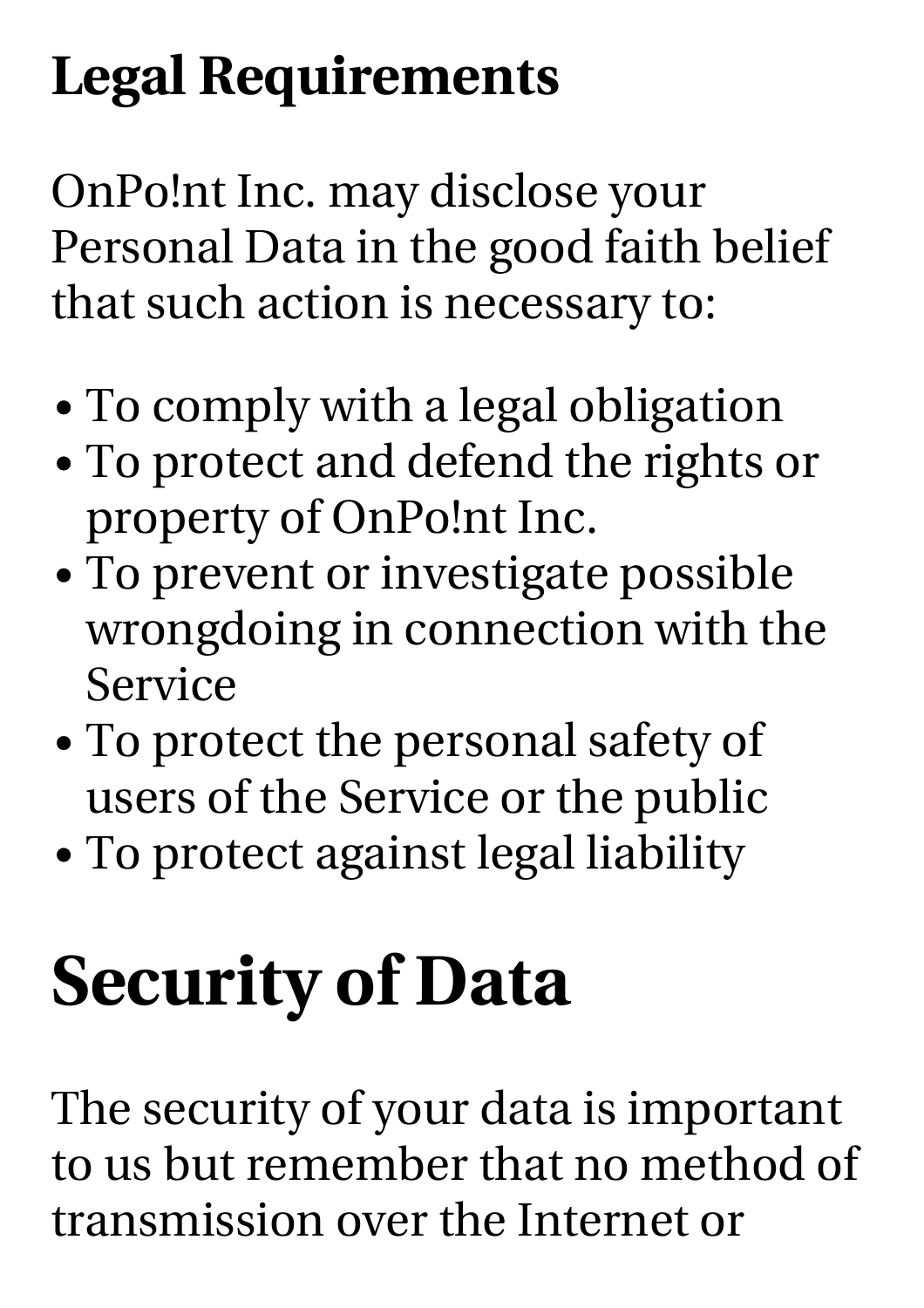### Legal Requirements

OnPo!nt Inc. may disclose your Personal Data in the good faith belief that such action is necessary to:

- To comply with a legal obligation
- To protect and defend the rights or property of OnPo!nt Inc.
- To prevent or investigate possible wrongdoing in connection with the Service
- To protect the personal safety of users of the Service or the public
- To protect against legal liability

## Security of Data

The security of your data is important to us but remember that no method of transmission over the Internet or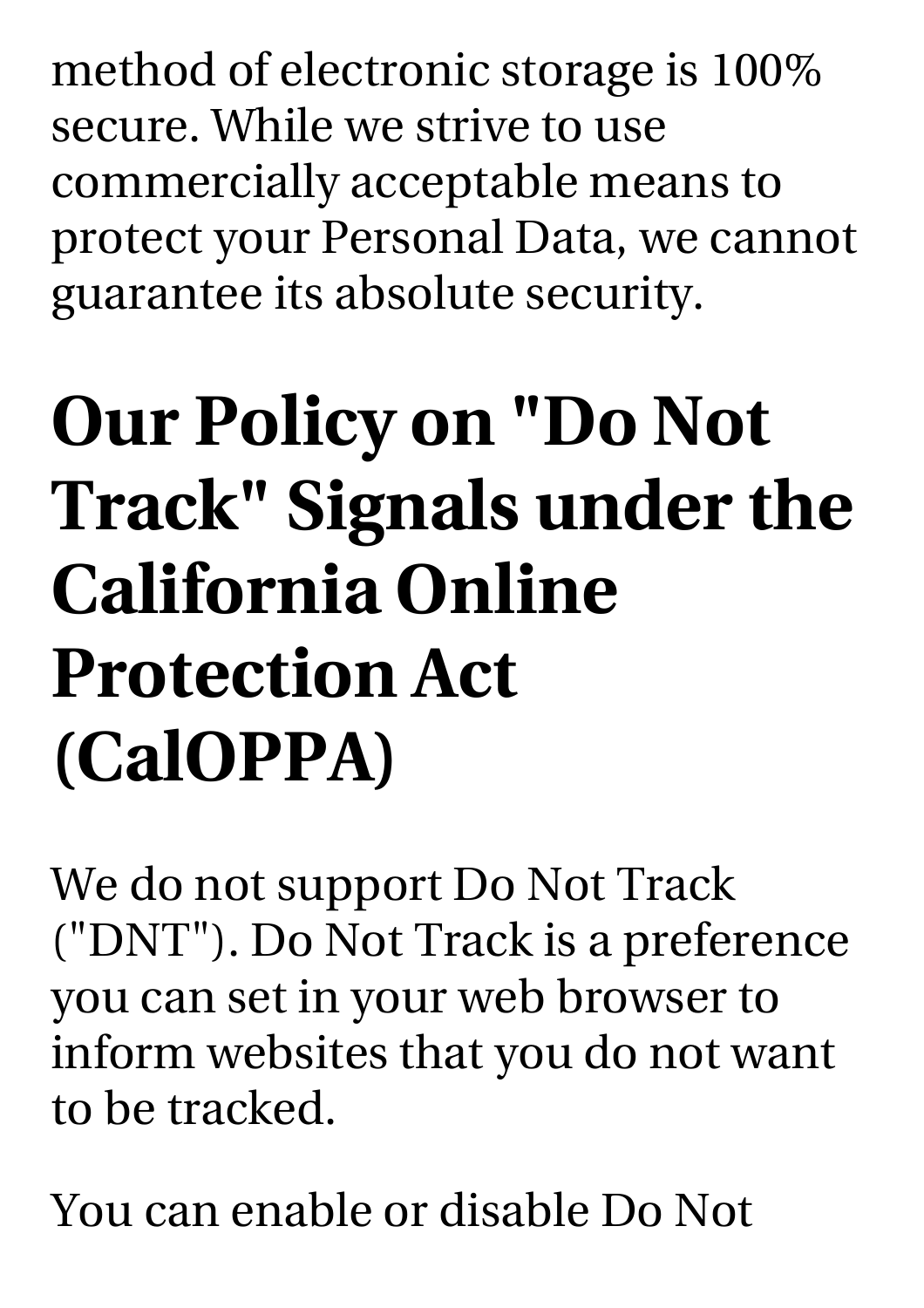method of electronic storage is 100% secure. While we strive to use commercially acceptable means to protect your Personal Data, we cannot guarantee its absolute security.

# Our Policy on "Do Not Track" Signals under the California Online Protection Act (CalOPPA)

We do not support Do Not Track ("DNT"). Do Not Track is a preference you can set in your web browser to inform websites that you do not want to be tracked.

You can enable or disable Do Not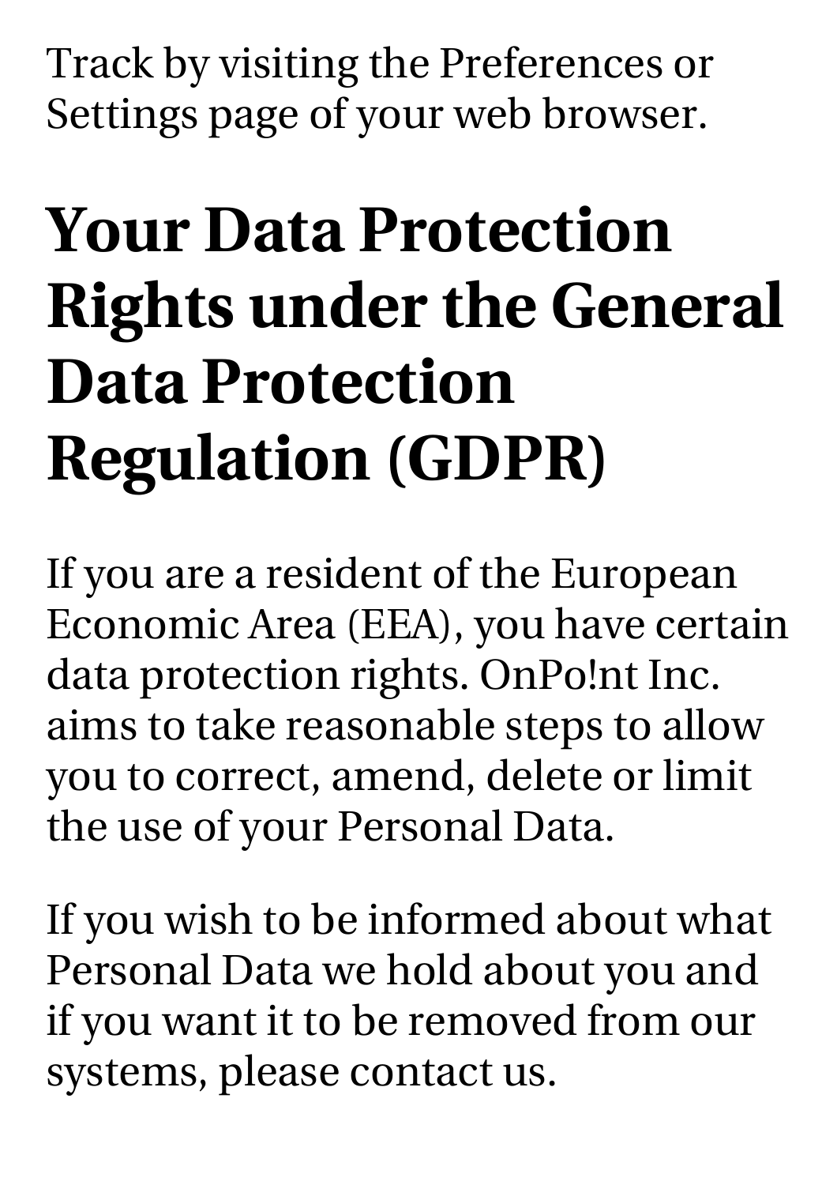Track by visiting the Preferences or Settings page of your web browser.

## Your Data Protection Rights under the General Data Protection Regulation (GDPR)

If you are a resident of the European Economic Area (EEA), you have certain data protection rights. OnPo!nt Inc. aims to take reasonable steps to allow you to correct, amend, delete or limit the use of your Personal Data.

If you wish to be informed about what Personal Data we hold about you and if you want it to be removed from our systems, please contact us.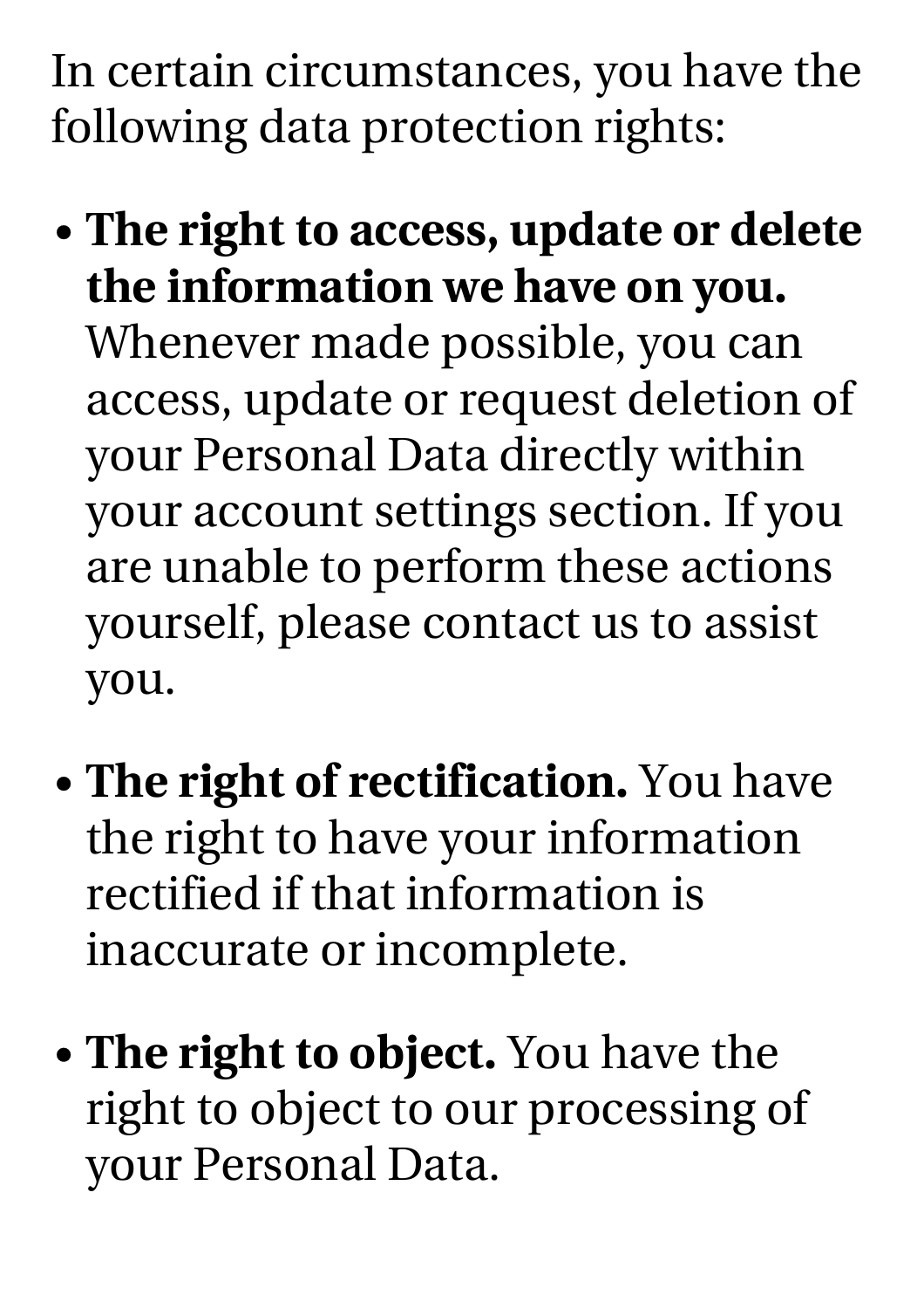In certain circumstances, you have the following data protection rights:

- **The right to access, update or delete the information we have on you.** Whenever made possible, you can access, update or request deletion of your Personal Data directly within your account settings section. If you are unable to perform these actions yourself, please contact us to assist you.
- **The right of rectification.** You have the right to have your information rectified if that information is inaccurate or incomplete.
- **The right to object.** You have the right to object to our processing of your Personal Data.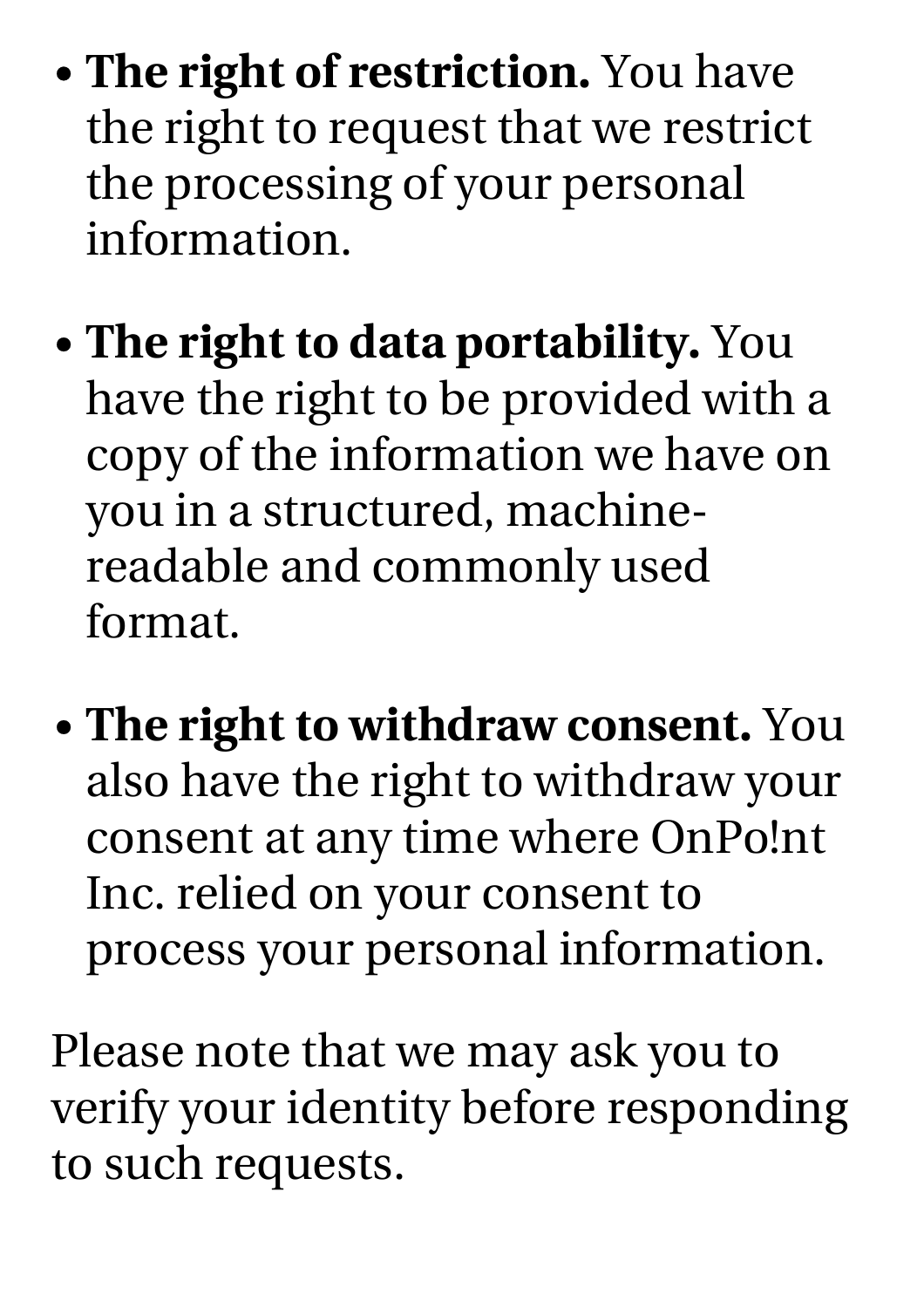- **The right of restriction.** You have the right to request that we restrict the processing of your personal information.

- **The right to data portability.** You have the right to be provided with a copy of the information we have on you in a structured, machine-readable and commonly used format.

- **The right to withdraw consent.** You also have the right to withdraw your consent at any time where OnPo!nt Inc. relied on your consent to process your personal information.

Please note that we may ask you to verify your identity before responding to such requests.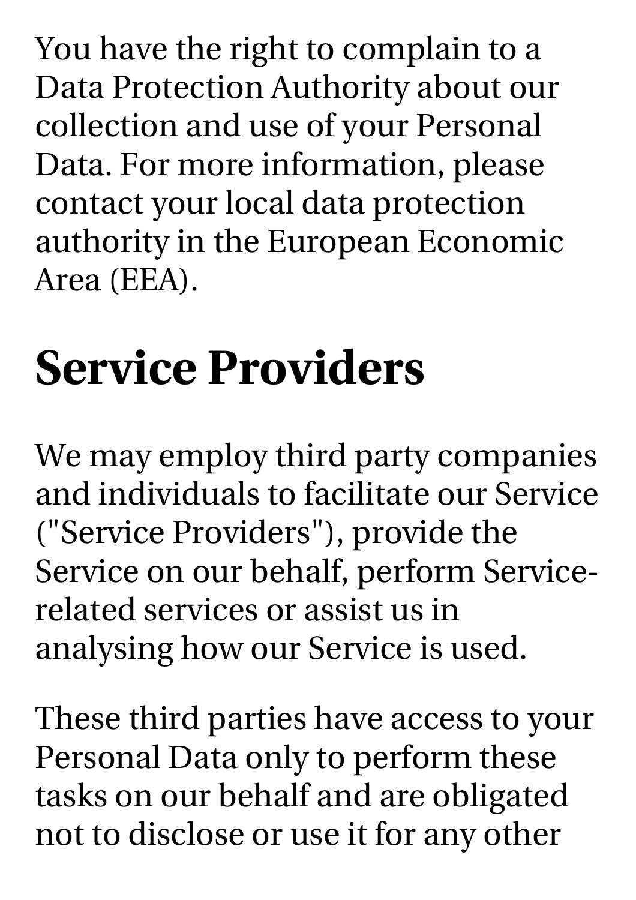You have the right to complain to a Data Protection Authority about our collection and use of your Personal Data. For more information, please contact your local data protection authority in the European Economic Area (EEA).

# Service Providers

We may employ third party companies and individuals to facilitate our Service ("Service Providers"), provide the Service on our behalf, perform Service-related services or assist us in analysing how our Service is used.

These third parties have access to your Personal Data only to perform these tasks on our behalf and are obligated not to disclose or use it for any other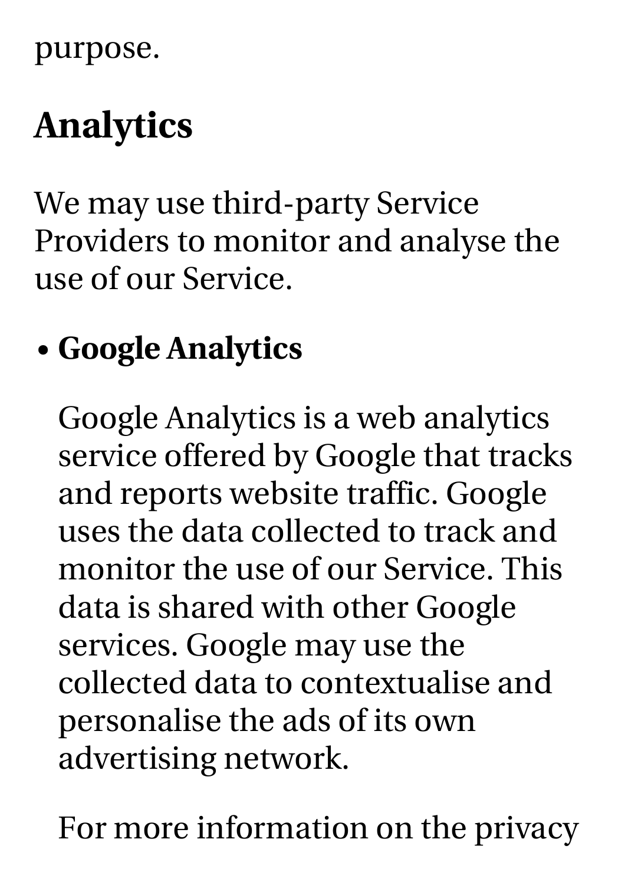purpose.

## Analytics

We may use third-party Service Providers to monitor and analyse the use of our Service.

- **Google Analytics**

  Google Analytics is a web analytics service offered by Google that tracks and reports website traffic. Google uses the data collected to track and monitor the use of our Service. This data is shared with other Google services. Google may use the collected data to contextualise and personalise the ads of its own advertising network.

  For more information on the privacy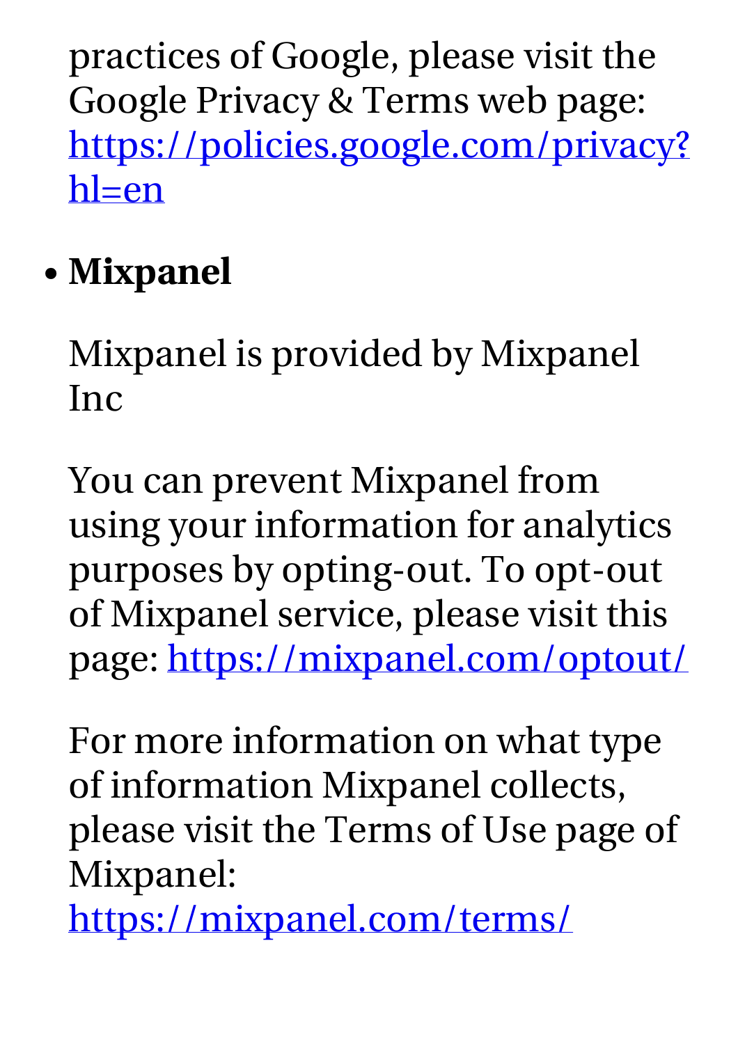practices of Google, please visit the Google Privacy & Terms web page: https://policies.google.com/privacy?hl=en

- **Mixpanel**

  Mixpanel is provided by Mixpanel Inc

  You can prevent Mixpanel from using your information for analytics purposes by opting-out. To opt-out of Mixpanel service, please visit this page: https://mixpanel.com/optout/

  For more information on what type of information Mixpanel collects, please visit the Terms of Use page of Mixpanel: https://mixpanel.com/terms/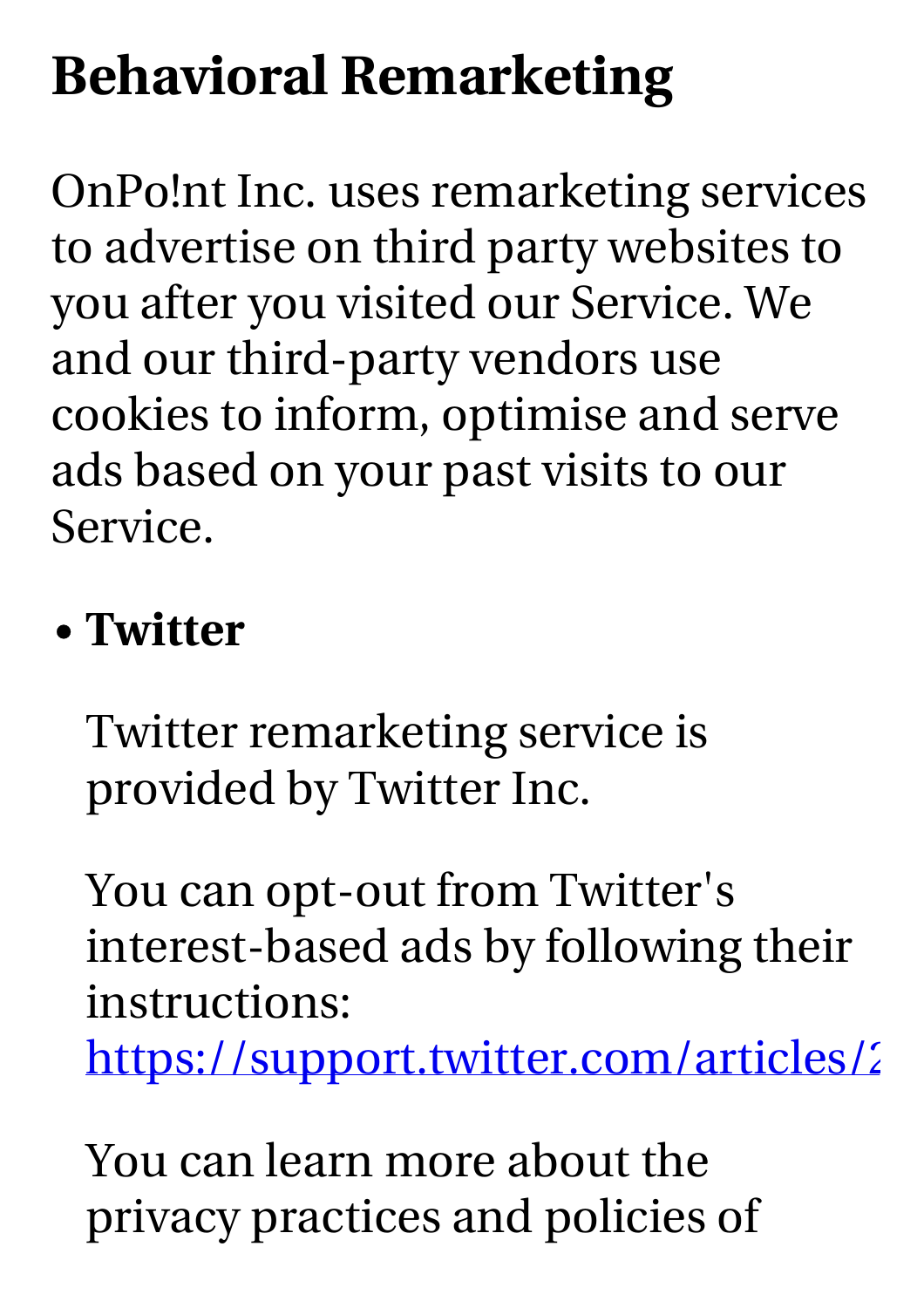## Behavioral Remarketing

OnPo!nt Inc. uses remarketing services to advertise on third party websites to you after you visited our Service. We and our third-party vendors use cookies to inform, optimise and serve ads based on your past visits to our Service.

- **Twitter**

  Twitter remarketing service is provided by Twitter Inc.

  You can opt-out from Twitter's interest-based ads by following their instructions: https://support.twitter.com/articles/2

  You can learn more about the privacy practices and policies of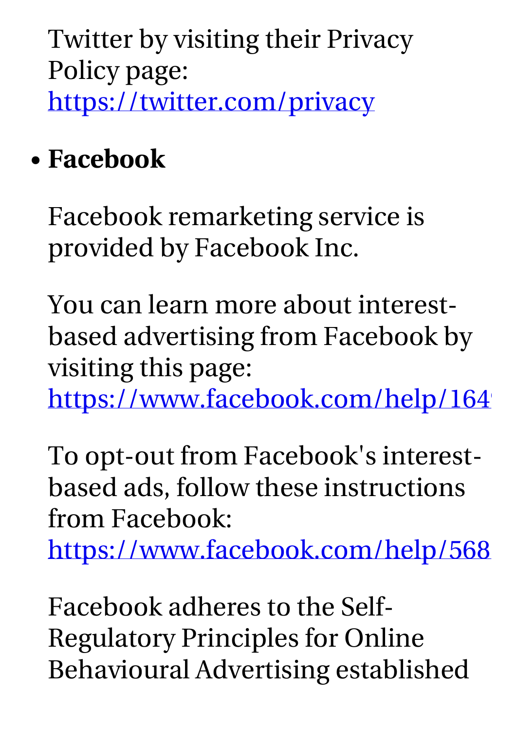Twitter by visiting their Privacy Policy page: https://twitter.com/privacy

- **Facebook**

  Facebook remarketing service is provided by Facebook Inc.

  You can learn more about interest-based advertising from Facebook by visiting this page: https://www.facebook.com/help/164

  To opt-out from Facebook's interest-based ads, follow these instructions from Facebook: https://www.facebook.com/help/568

  Facebook adheres to the Self-Regulatory Principles for Online Behavioural Advertising established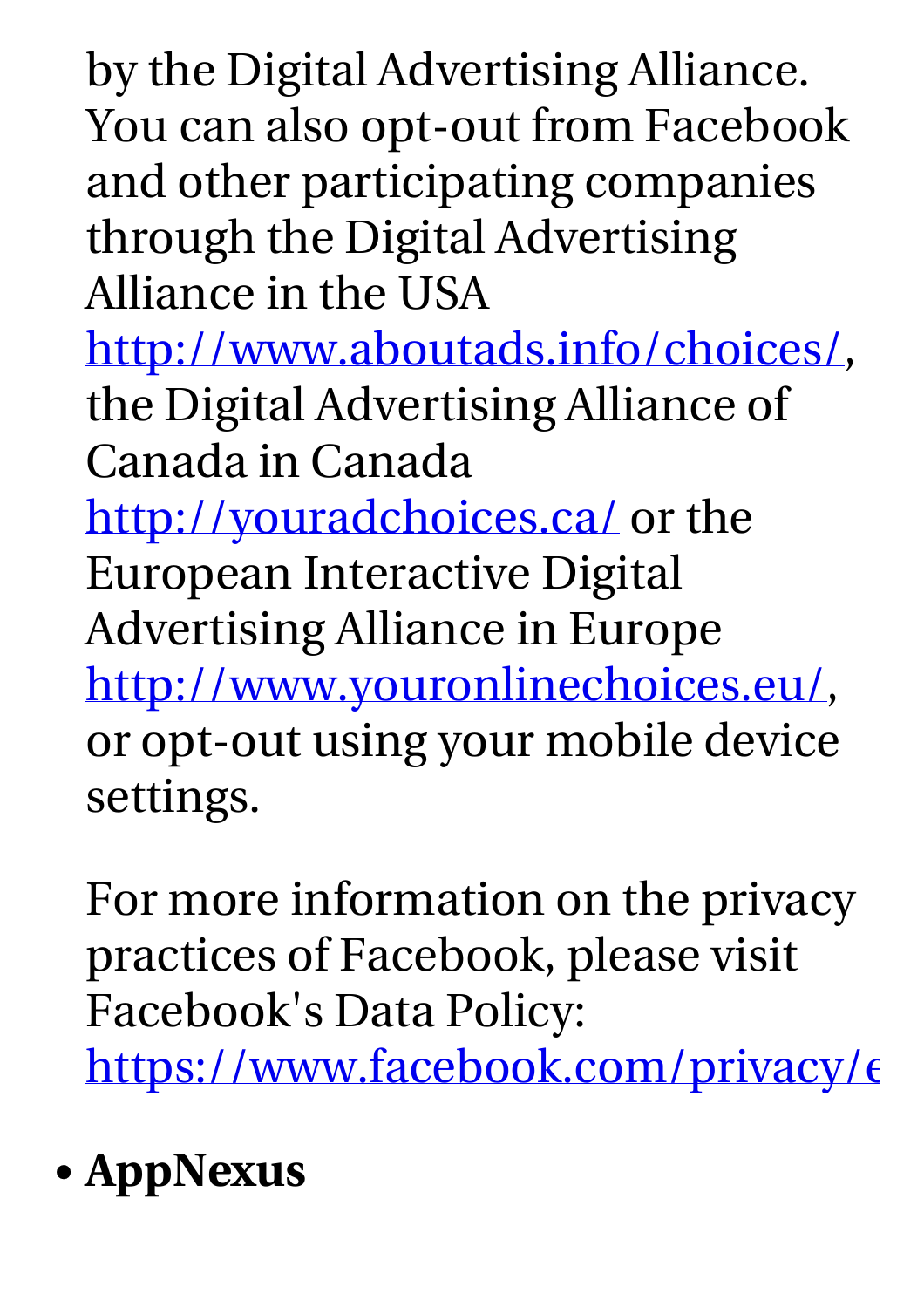by the Digital Advertising Alliance. You can also opt-out from Facebook and other participating companies through the Digital Advertising Alliance in the USA http://www.aboutads.info/choices/, the Digital Advertising Alliance of Canada in Canada http://youradchoices.ca/ or the European Interactive Digital Advertising Alliance in Europe http://www.youronlinechoices.eu/, or opt-out using your mobile device settings.

For more information on the privacy practices of Facebook, please visit Facebook's Data Policy: https://www.facebook.com/privacy/e

- **AppNexus**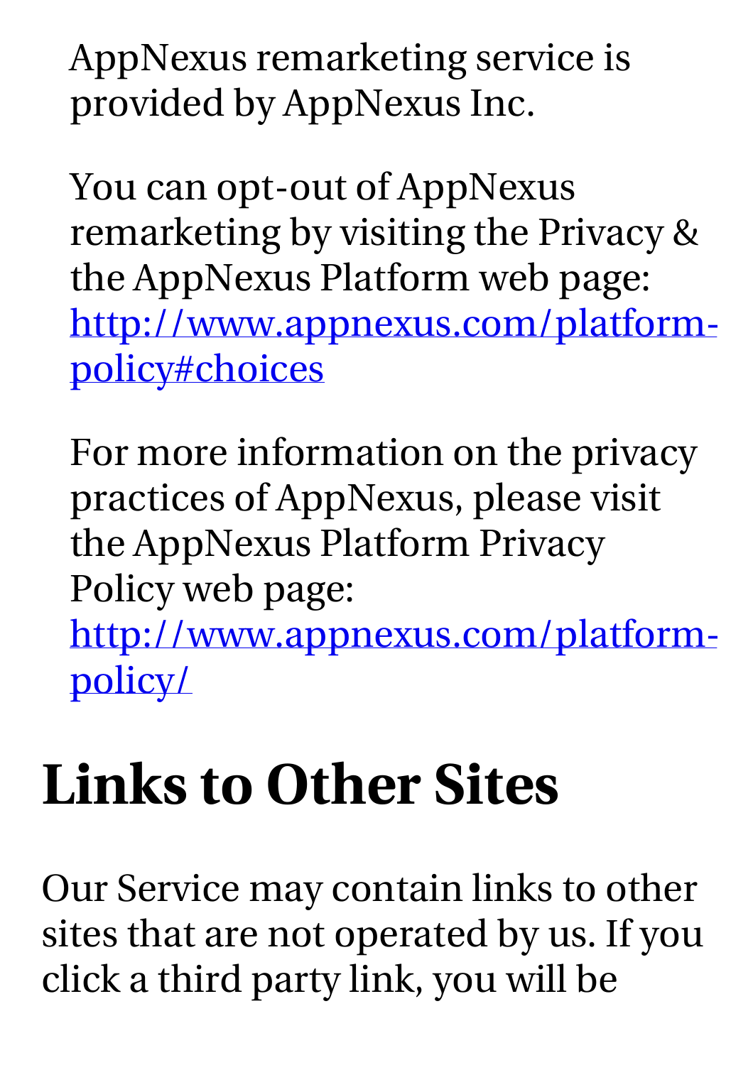AppNexus remarketing service is provided by AppNexus Inc.

You can opt-out of AppNexus remarketing by visiting the Privacy & the AppNexus Platform web page: [http://www.appnexus.com/platform-policy#choices](http://www.appnexus.com/platform-policy#choices)

For more information on the privacy practices of AppNexus, please visit the AppNexus Platform Privacy Policy web page: [http://www.appnexus.com/platform-policy/](http://www.appnexus.com/platform-policy/)

# Links to Other Sites

Our Service may contain links to other sites that are not operated by us. If you click a third party link, you will be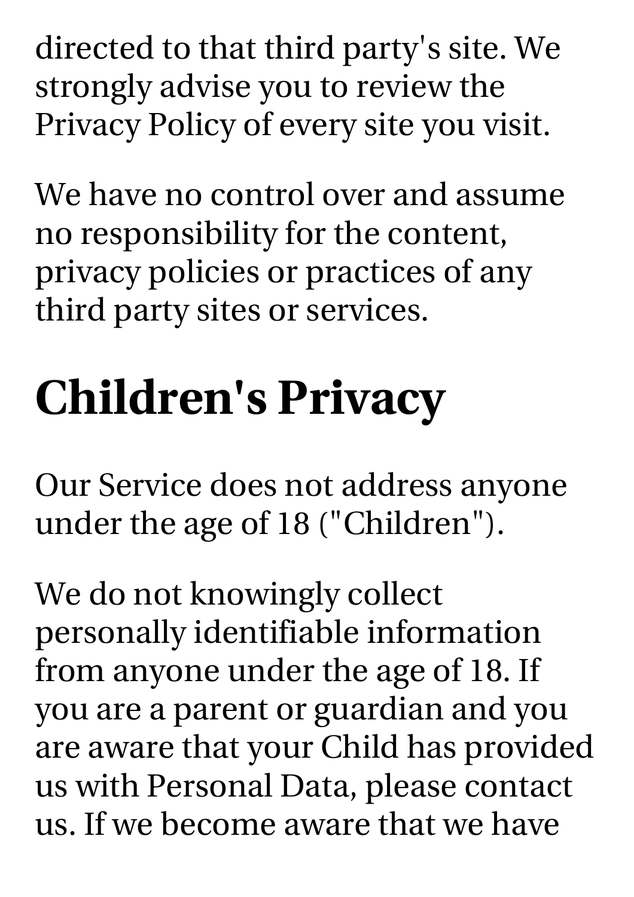directed to that third party's site. We strongly advise you to review the Privacy Policy of every site you visit.

We have no control over and assume no responsibility for the content, privacy policies or practices of any third party sites or services.

# Children's Privacy

Our Service does not address anyone under the age of 18 ("Children").

We do not knowingly collect personally identifiable information from anyone under the age of 18. If you are a parent or guardian and you are aware that your Child has provided us with Personal Data, please contact us. If we become aware that we have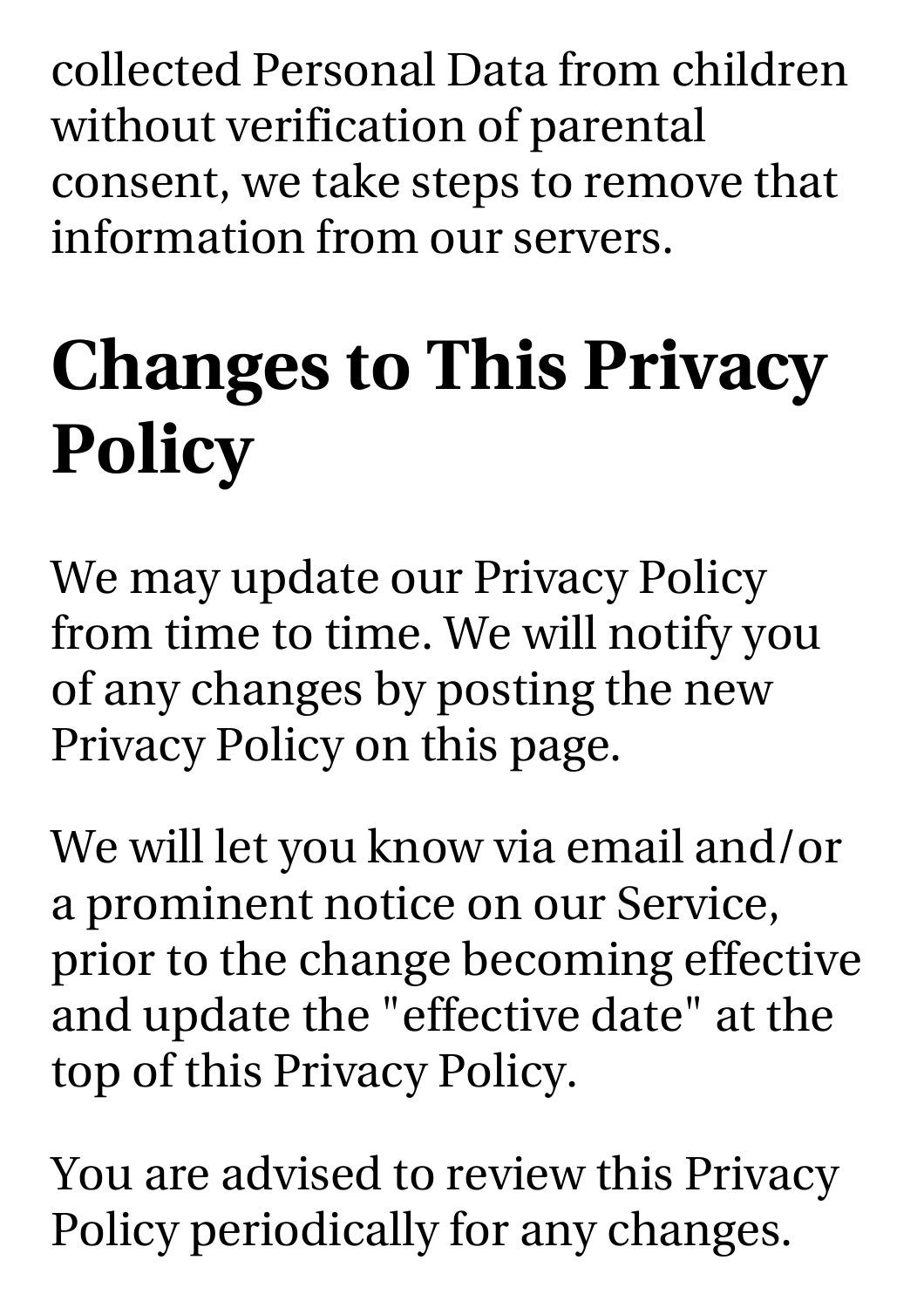collected Personal Data from children without verification of parental consent, we take steps to remove that information from our servers.

# Changes to This Privacy Policy

We may update our Privacy Policy from time to time. We will notify you of any changes by posting the new Privacy Policy on this page.

We will let you know via email and/or a prominent notice on our Service, prior to the change becoming effective and update the "effective date" at the top of this Privacy Policy.

You are advised to review this Privacy Policy periodically for any changes.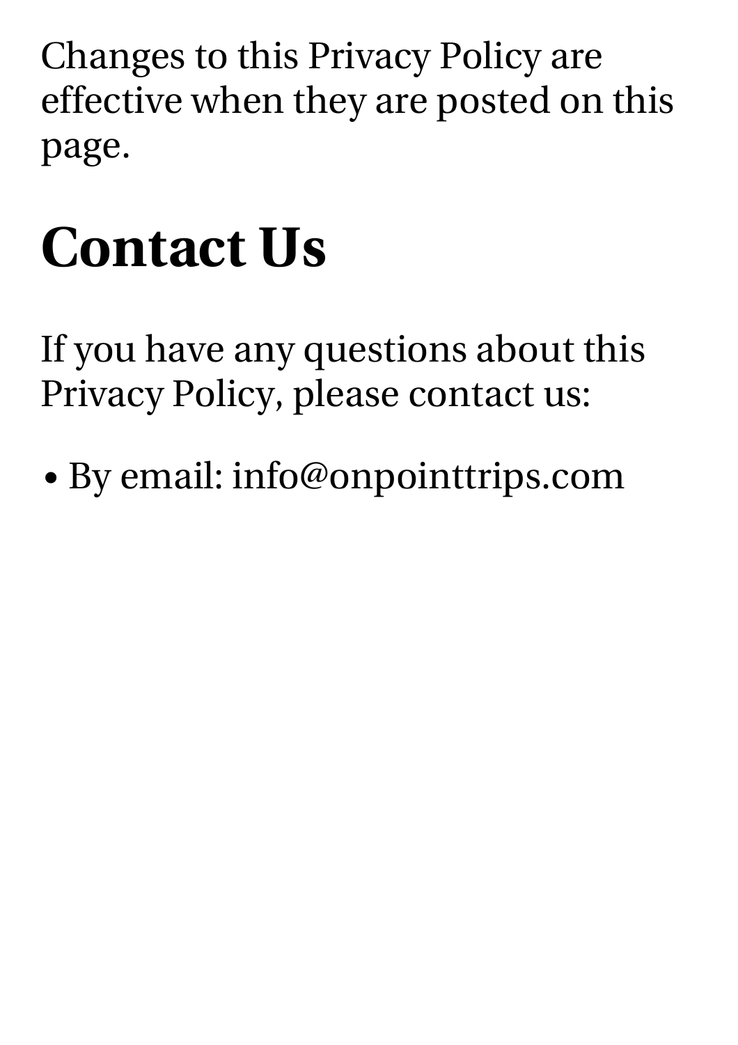Changes to this Privacy Policy are effective when they are posted on this page.

## Contact Us

If you have any questions about this Privacy Policy, please contact us:

- By email: info@onpointtrips.com